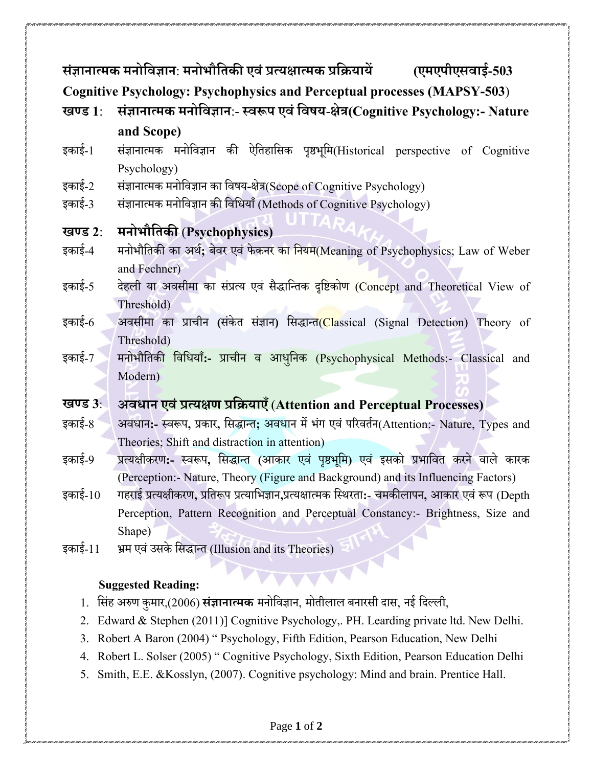**संज्ञानात्मक मनोविज्ञान: मनोभौतिकी एवं प्रत्यक्षात्मक प्रक्रियायें (एमएपीएसवाई-503**

**Cognitive Psychology: Psychophysics and Perceptual processes (MAPSY-503)**

## खण्ड 1: संज्ञानात्मक मनोविज्ञान:- स्वरूप एवं विषय-क्षेत्र(Cognitive Psychology:- Nature and Scope)

- इकाई-1 संज्ञानात्मक मनोविज्ञान की ऐतिहासिक पृष्ठभूमि(Historical perspective of Cognitive Psychology)
- इकाई-2 संज्ञानात्मक मनोविज्ञान का विषय-क्षेत्र(Scope of Cognitive Psychology)
- इकाई-3 संज्ञानात्मक मनोविज्ञान की विधियाँ (Methods of Cognitive Psychology)

## खण्ड 2: मनोभौतिकी (Psychophysics)

- इकाई-4 मनोभौतिकी का अर्थ; बेवर एवं फेकनर का नियम(Meaning of Psychophysics; Law of Weber and Fechner)
- इकाई-5 देहली या अवसीमा का संप्रत्य एवं सैद्धान्तिक दृष्टिकोण (Concept and Theoretical View of Threshold)
- इकाई-6 अवसीमा का प्राचीन (संकेत संज्ञान) सिद्धान्त(Classical (Signal Detection) Theory of Threshold)
- इकाई-7 मनोभौतिकी विधियाँ:- प्राचीन व आधुनिक (Psychophysical Methods:- Classical and Modern)

## खण्ड 3: अवधान एवं प्रत्यक्षण प्रक्रियाएँ (Attention and Perceptual Processes)

- इकाई-8 अवधान:- स्वरूप, प्रकार, सिद्धान्त; अवधान में भंग एवं परिवर्तन(Attention:- Nature, Types and Theories; Shift and distraction in attention)
- इकाई-9 प्रत्यक्षीकरण:- स्वरूप, सिद्धान्त (आकार एवं पृष्ठभूमि) एवं इसको प्रभावित करने वाले कारक (Perception:- Nature, Theory (Figure and Background) and its Influencing Factors)
- इकाई-10 गहराई प्रत्यक्षीकरण, प्रतिरूप प्रत्याभिज्ञान,प्रत्यक्षात्मक स्थिरता:- चमकीलापन, आकार एवं रूप (Depth Perception, Pattern Recognition and Perceptual Constancy:- Brightness, Size and Shape)
- इकाई-11 भ्रम एवं उसके सिद्धान्त (Illusion and its Theories)

**Suggested Reading:**

1. सिंह अरुण कुमार,(2006) **संज्ञानात्मक** मनोविज्ञान, मोतीलाल बनारसी दास, नई दिल्ली,
2. Edward & Stephen (2011)] Cognitive Psychology,. PH. Learding private ltd. New Delhi.
3. Robert A Baron (2004) " Psychology, Fifth Edition, Pearson Education, New Delhi
4. Robert L. Solser (2005) " Cognitive Psychology, Sixth Edition, Pearson Education Delhi
5. Smith, E.E. &Kosslyn, (2007). Cognitive psychology: Mind and brain. Prentice Hall.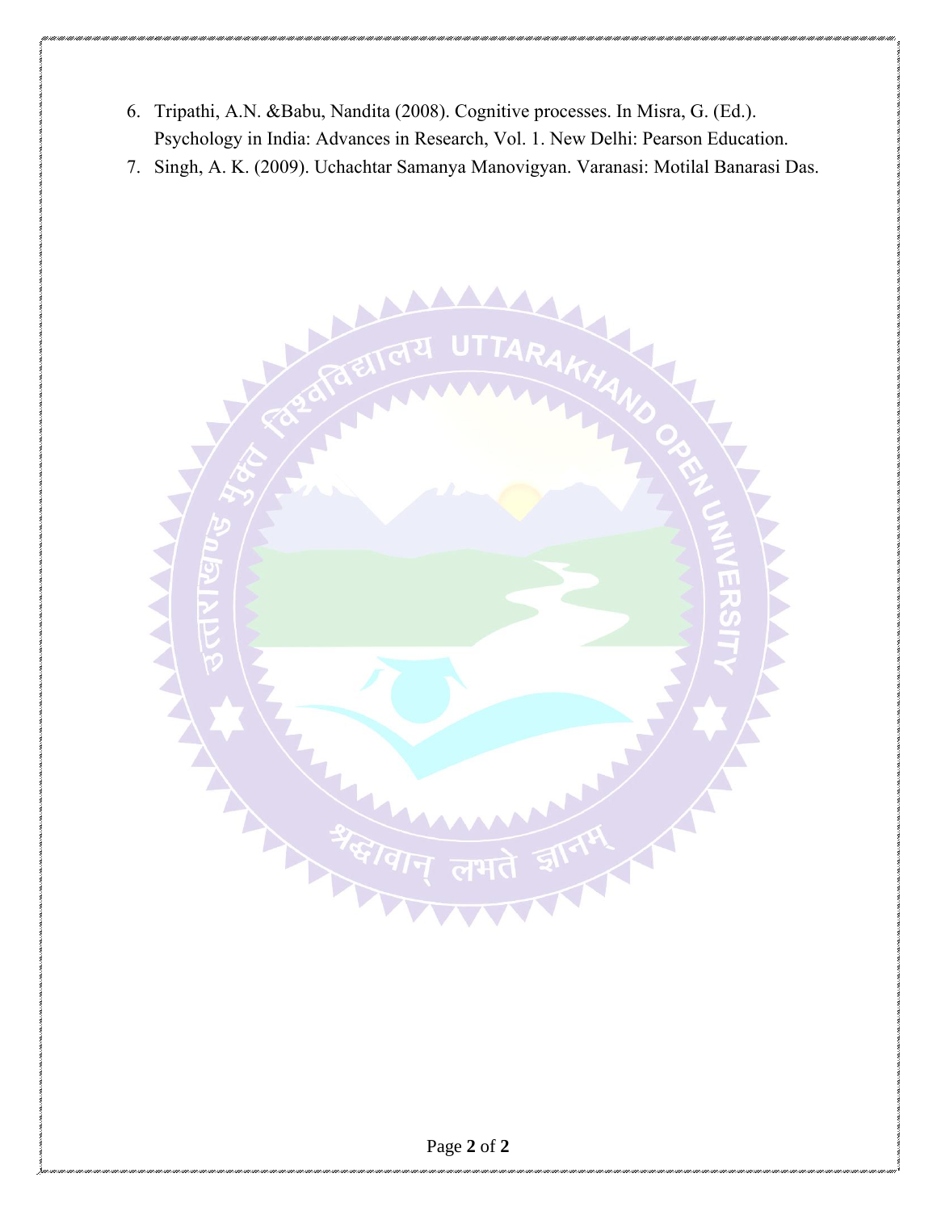6. Tripathi, A.N. &Babu, Nandita (2008). Cognitive processes. In Misra, G. (Ed.). Psychology in India: Advances in Research, Vol. 1. New Delhi: Pearson Education.
7. Singh, A. K. (2009). Uchachtar Samanya Manovigyan. Varanasi: Motilal Banarasi Das.